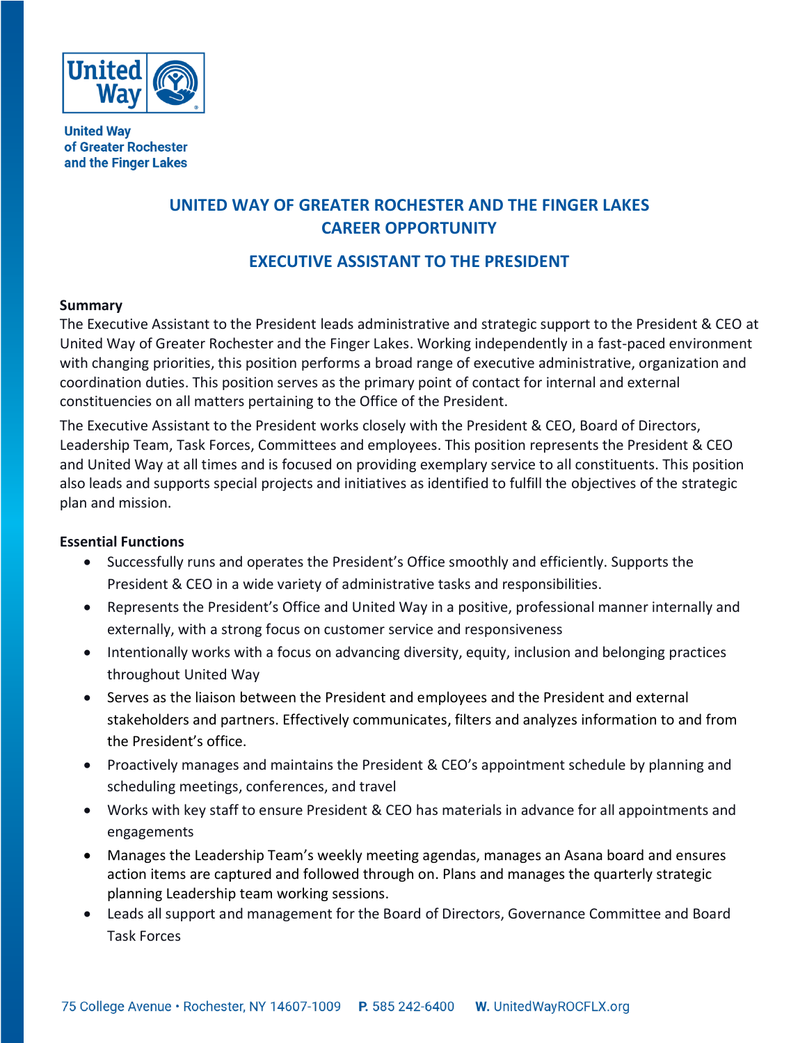United Way
of Greater Rochester
and the Finger Lakes

# UNITED WAY OF GREATER ROCHESTER AND THE FINGER LAKES CAREER OPPORTUNITY

## EXECUTIVE ASSISTANT TO THE PRESIDENT

**Summary**

The Executive Assistant to the President leads administrative and strategic support to the President & CEO at United Way of Greater Rochester and the Finger Lakes. Working independently in a fast-paced environment with changing priorities, this position performs a broad range of executive administrative, organization and coordination duties. This position serves as the primary point of contact for internal and external constituencies on all matters pertaining to the Office of the President.

The Executive Assistant to the President works closely with the President & CEO, Board of Directors, Leadership Team, Task Forces, Committees and employees. This position represents the President & CEO and United Way at all times and is focused on providing exemplary service to all constituents. This position also leads and supports special projects and initiatives as identified to fulfill the objectives of the strategic plan and mission.

**Essential Functions**

- Successfully runs and operates the President's Office smoothly and efficiently. Supports the President & CEO in a wide variety of administrative tasks and responsibilities.
- Represents the President's Office and United Way in a positive, professional manner internally and externally, with a strong focus on customer service and responsiveness
- Intentionally works with a focus on advancing diversity, equity, inclusion and belonging practices throughout United Way
- Serves as the liaison between the President and employees and the President and external stakeholders and partners. Effectively communicates, filters and analyzes information to and from the President's office.
- Proactively manages and maintains the President & CEO's appointment schedule by planning and scheduling meetings, conferences, and travel
- Works with key staff to ensure President & CEO has materials in advance for all appointments and engagements
- Manages the Leadership Team's weekly meeting agendas, manages an Asana board and ensures action items are captured and followed through on. Plans and manages the quarterly strategic planning Leadership team working sessions.
- Leads all support and management for the Board of Directors, Governance Committee and Board Task Forces

75 College Avenue • Rochester, NY 14607-1009 **P.** 585 242-6400 **W.** UnitedWayROCFLX.org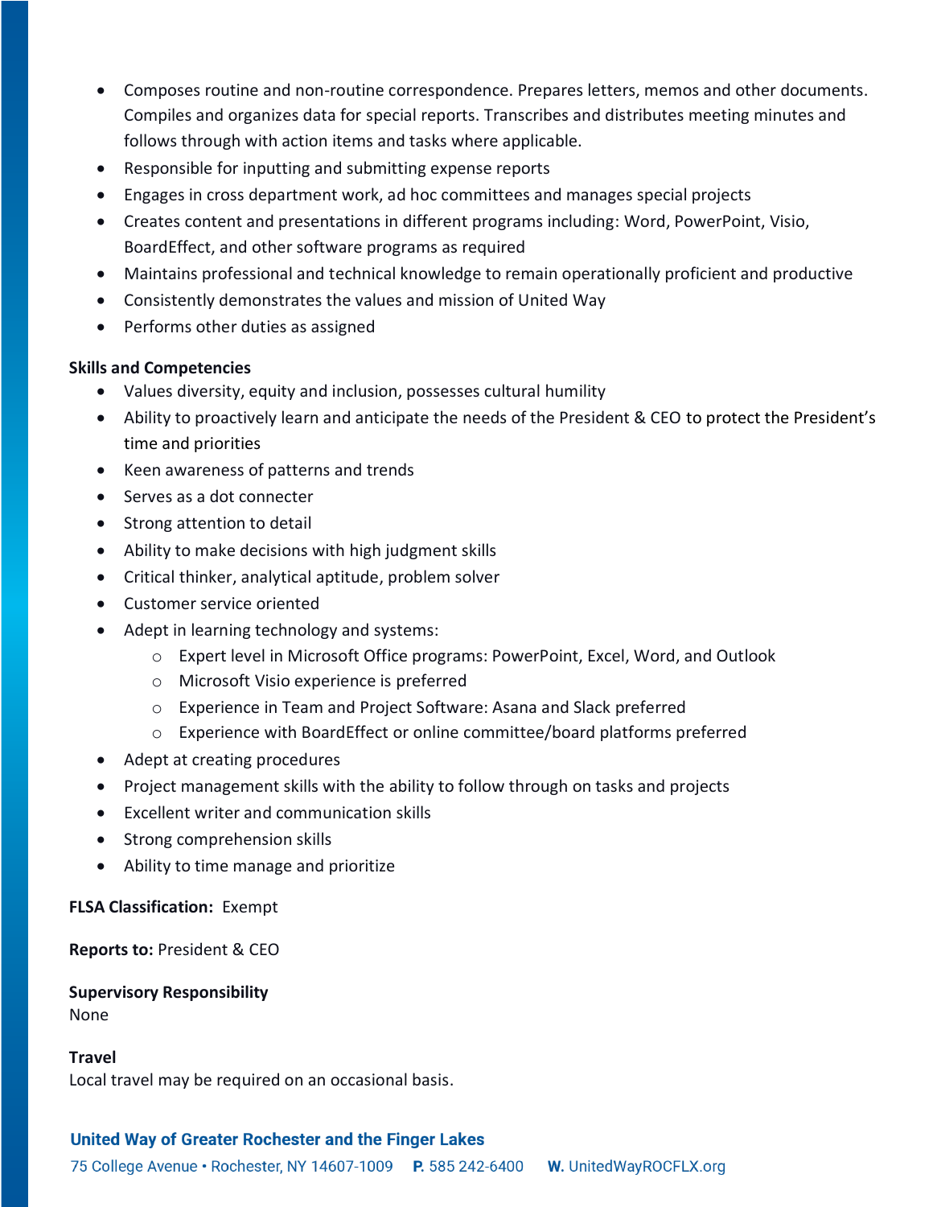- Composes routine and non-routine correspondence. Prepares letters, memos and other documents. Compiles and organizes data for special reports. Transcribes and distributes meeting minutes and follows through with action items and tasks where applicable.
- Responsible for inputting and submitting expense reports
- Engages in cross department work, ad hoc committees and manages special projects
- Creates content and presentations in different programs including: Word, PowerPoint, Visio, BoardEffect, and other software programs as required
- Maintains professional and technical knowledge to remain operationally proficient and productive
- Consistently demonstrates the values and mission of United Way
- Performs other duties as assigned

**Skills and Competencies**

- Values diversity, equity and inclusion, possesses cultural humility
- Ability to proactively learn and anticipate the needs of the President & CEO to protect the President's time and priorities
- Keen awareness of patterns and trends
- Serves as a dot connecter
- Strong attention to detail
- Ability to make decisions with high judgment skills
- Critical thinker, analytical aptitude, problem solver
- Customer service oriented
- Adept in learning technology and systems:
    - Expert level in Microsoft Office programs: PowerPoint, Excel, Word, and Outlook
    - Microsoft Visio experience is preferred
    - Experience in Team and Project Software: Asana and Slack preferred
    - Experience with BoardEffect or online committee/board platforms preferred
- Adept at creating procedures
- Project management skills with the ability to follow through on tasks and projects
- Excellent writer and communication skills
- Strong comprehension skills
- Ability to time manage and prioritize

**FLSA Classification:** Exempt

**Reports to:** President & CEO

**Supervisory Responsibility**
None

**Travel**
Local travel may be required on an occasional basis.

**United Way of Greater Rochester and the Finger Lakes**
75 College Avenue • Rochester, NY 14607-1009 **P.** 585 242-6400 **W.** UnitedWayROCFLX.org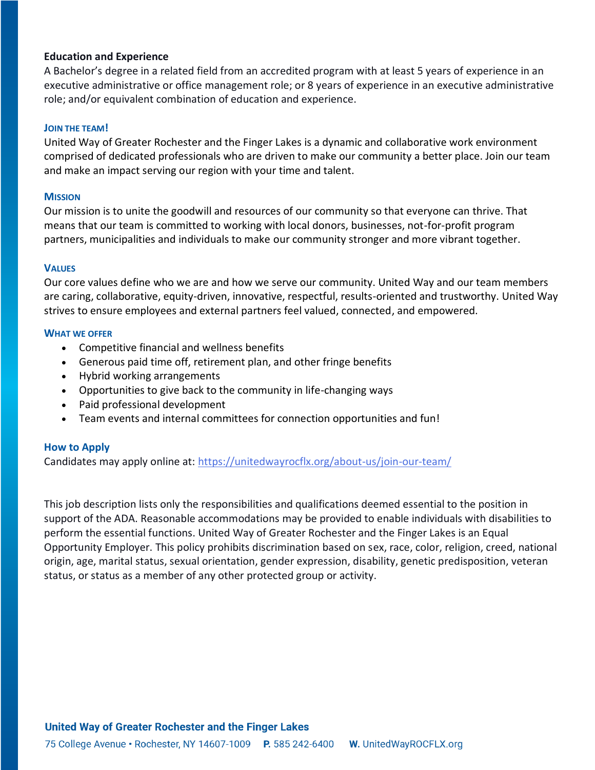**Education and Experience**

A Bachelor's degree in a related field from an accredited program with at least 5 years of experience in an executive administrative or office management role; or 8 years of experience in an executive administrative role; and/or equivalent combination of education and experience.

## JOIN THE TEAM!

United Way of Greater Rochester and the Finger Lakes is a dynamic and collaborative work environment comprised of dedicated professionals who are driven to make our community a better place. Join our team and make an impact serving our region with your time and talent.

## MISSION

Our mission is to unite the goodwill and resources of our community so that everyone can thrive. That means that our team is committed to working with local donors, businesses, not-for-profit program partners, municipalities and individuals to make our community stronger and more vibrant together.

## VALUES

Our core values define who we are and how we serve our community. United Way and our team members are caring, collaborative, equity-driven, innovative, respectful, results-oriented and trustworthy. United Way strives to ensure employees and external partners feel valued, connected, and empowered.

## WHAT WE OFFER

- Competitive financial and wellness benefits
- Generous paid time off, retirement plan, and other fringe benefits
- Hybrid working arrangements
- Opportunities to give back to the community in life-changing ways
- Paid professional development
- Team events and internal committees for connection opportunities and fun!

## How to Apply

Candidates may apply online at: https://unitedwayrocflx.org/about-us/join-our-team/

This job description lists only the responsibilities and qualifications deemed essential to the position in support of the ADA. Reasonable accommodations may be provided to enable individuals with disabilities to perform the essential functions. United Way of Greater Rochester and the Finger Lakes is an Equal Opportunity Employer. This policy prohibits discrimination based on sex, race, color, religion, creed, national origin, age, marital status, sexual orientation, gender expression, disability, genetic predisposition, veteran status, or status as a member of any other protected group or activity.

**United Way of Greater Rochester and the Finger Lakes**

75 College Avenue • Rochester, NY 14607-1009 **P.** 585 242-6400 **W.** UnitedWayROCFLX.org